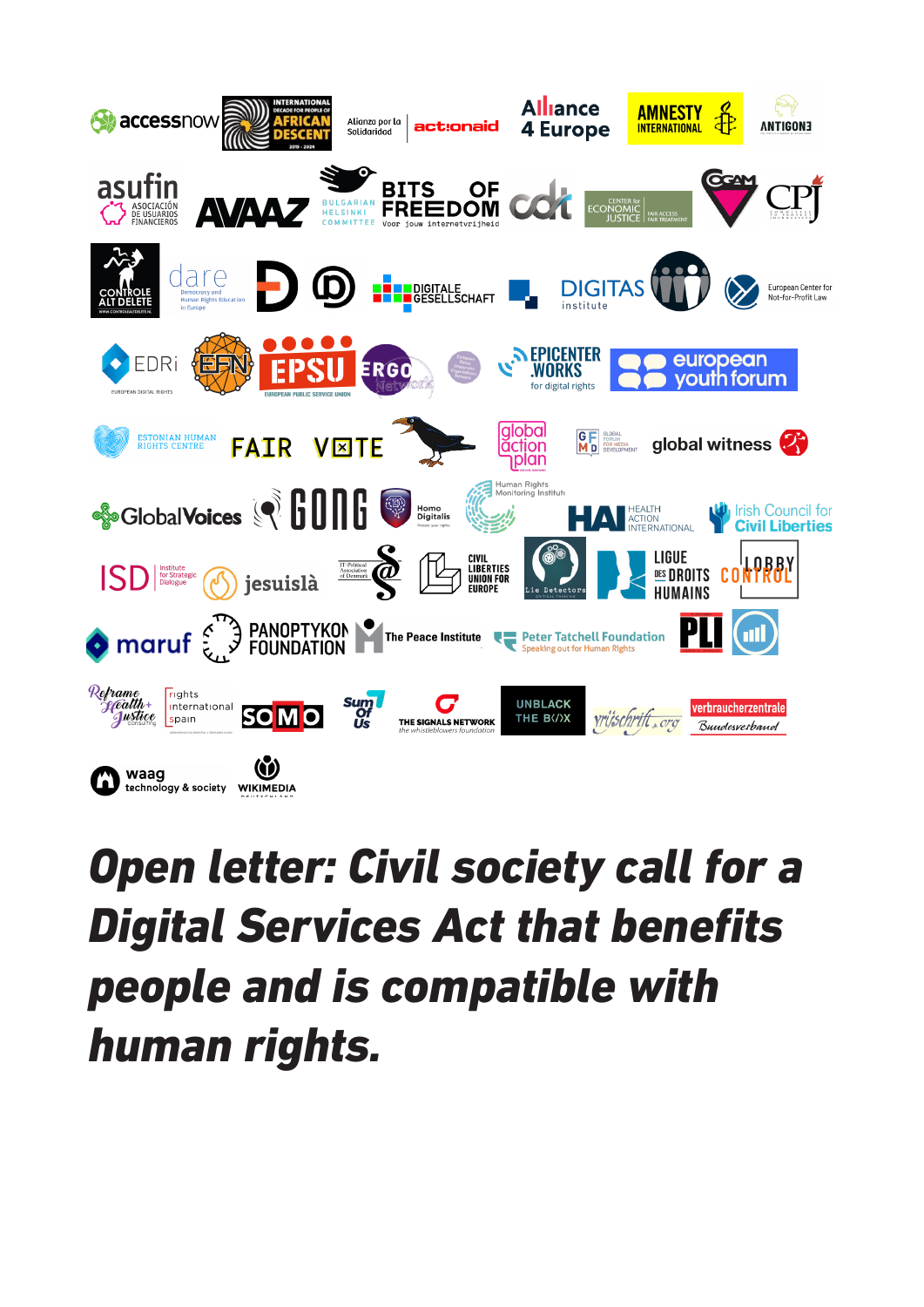# Open letter: Civil society call for a Digital Services Act that benefits people and is compatible with human rights.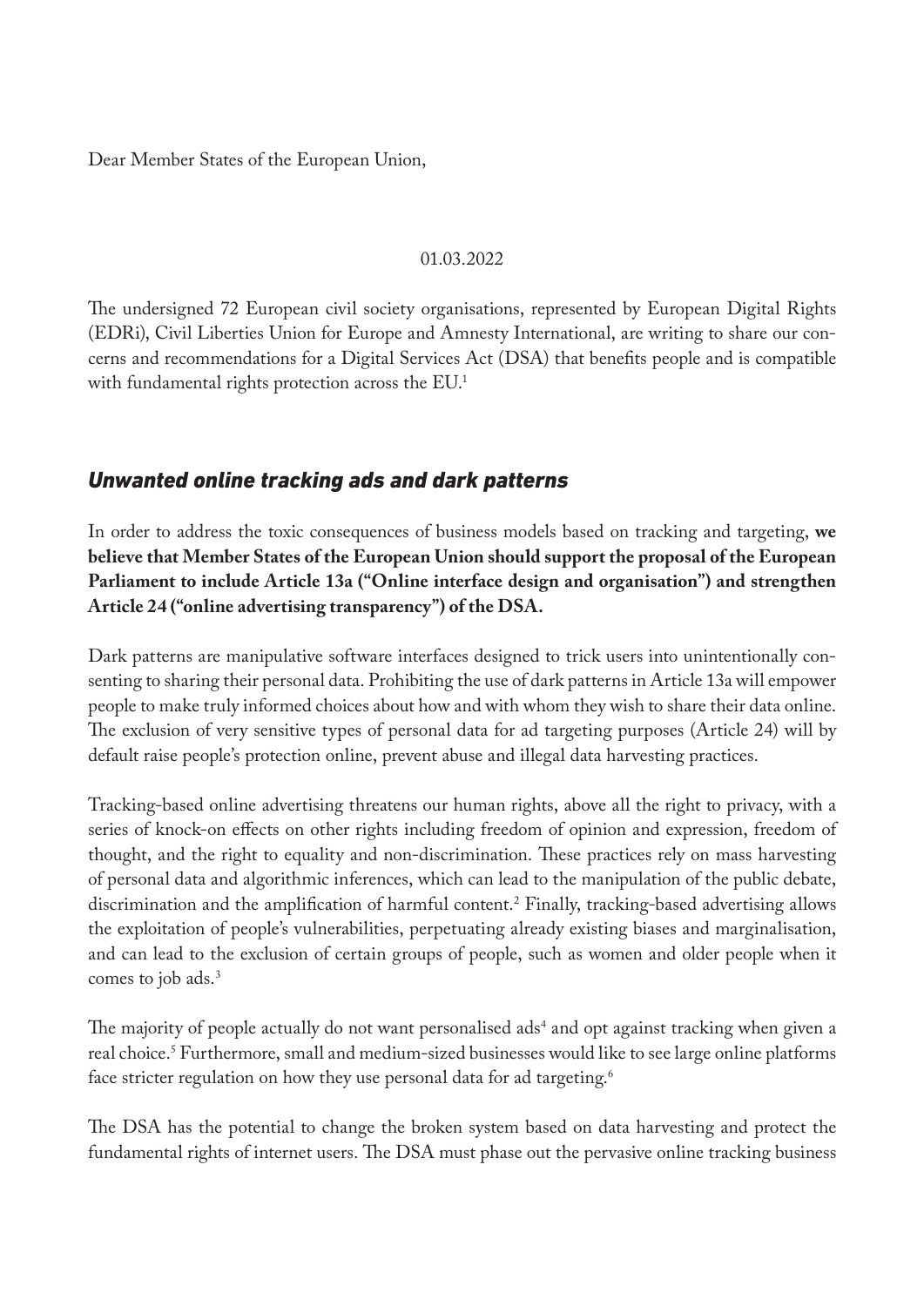Dear Member States of the European Union,

01.03.2022

The undersigned 72 European civil society organisations, represented by European Digital Rights (EDRi), Civil Liberties Union for Europe and Amnesty International, are writing to share our concerns and recommendations for a Digital Services Act (DSA) that benefits people and is compatible with fundamental rights protection across the EU.[1]

## *Unwanted online tracking ads and dark patterns*

In order to address the toxic consequences of business models based on tracking and targeting, **we believe that Member States of the European Union should support the proposal of the European Parliament to include Article 13a ("Online interface design and organisation") and strengthen Article 24 ("online advertising transparency") of the DSA.**

Dark patterns are manipulative software interfaces designed to trick users into unintentionally consenting to sharing their personal data. Prohibiting the use of dark patterns in Article 13a will empower people to make truly informed choices about how and with whom they wish to share their data online. The exclusion of very sensitive types of personal data for ad targeting purposes (Article 24) will by default raise people's protection online, prevent abuse and illegal data harvesting practices.

Tracking-based online advertising threatens our human rights, above all the right to privacy, with a series of knock-on effects on other rights including freedom of opinion and expression, freedom of thought, and the right to equality and non-discrimination. These practices rely on mass harvesting of personal data and algorithmic inferences, which can lead to the manipulation of the public debate, discrimination and the amplification of harmful content.[2] Finally, tracking-based advertising allows the exploitation of people's vulnerabilities, perpetuating already existing biases and marginalisation, and can lead to the exclusion of certain groups of people, such as women and older people when it comes to job ads.[3]

The majority of people actually do not want personalised ads[4] and opt against tracking when given a real choice.[5] Furthermore, small and medium-sized businesses would like to see large online platforms face stricter regulation on how they use personal data for ad targeting.[6]

The DSA has the potential to change the broken system based on data harvesting and protect the fundamental rights of internet users. The DSA must phase out the pervasive online tracking business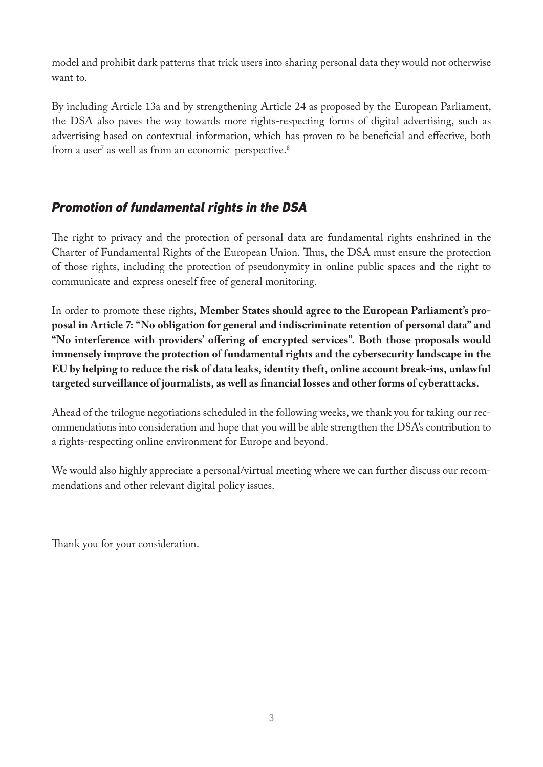model and prohibit dark patterns that trick users into sharing personal data they would not otherwise want to.

By including Article 13a and by strengthening Article 24 as proposed by the European Parliament, the DSA also paves the way towards more rights-respecting forms of digital advertising, such as advertising based on contextual information, which has proven to be beneficial and effective, both from a user[7] as well as from an economic perspective.[8]

## *Promotion of fundamental rights in the DSA*

The right to privacy and the protection of personal data are fundamental rights enshrined in the Charter of Fundamental Rights of the European Union. Thus, the DSA must ensure the protection of those rights, including the protection of pseudonymity in online public spaces and the right to communicate and express oneself free of general monitoring.

In order to promote these rights, **Member States should agree to the European Parliament's proposal in Article 7: "No obligation for general and indiscriminate retention of personal data" and "No interference with providers' offering of encrypted services". Both those proposals would immensely improve the protection of fundamental rights and the cybersecurity landscape in the EU by helping to reduce the risk of data leaks, identity theft, online account break-ins, unlawful targeted surveillance of journalists, as well as financial losses and other forms of cyberattacks.**

Ahead of the trilogue negotiations scheduled in the following weeks, we thank you for taking our recommendations into consideration and hope that you will be able strengthen the DSA's contribution to a rights-respecting online environment for Europe and beyond.

We would also highly appreciate a personal/virtual meeting where we can further discuss our recommendations and other relevant digital policy issues.

Thank you for your consideration.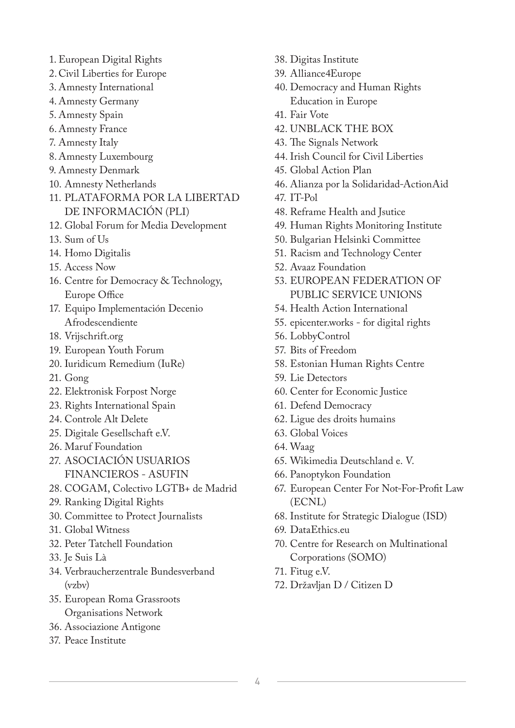1. European Digital Rights
2. Civil Liberties for Europe
3. Amnesty International
4. Amnesty Germany
5. Amnesty Spain
6. Amnesty France
7. Amnesty Italy
8. Amnesty Luxembourg
9. Amnesty Denmark
10. Amnesty Netherlands
11. PLATAFORMA POR LA LIBERTAD DE INFORMACIÓN (PLI)
12. Global Forum for Media Development
13. Sum of Us
14. Homo Digitalis
15. Access Now
16. Centre for Democracy & Technology, Europe Office
17. Equipo Implementación Decenio Afrodescendiente
18. Vrijschrift.org
19. European Youth Forum
20. Iuridicum Remedium (IuRe)
21. Gong
22. Elektronisk Forpost Norge
23. Rights International Spain
24. Controle Alt Delete
25. Digitale Gesellschaft e.V.
26. Maruf Foundation
27. ASOCIACIÓN USUARIOS FINANCIEROS - ASUFIN
28. COGAM, Colectivo LGTB+ de Madrid
29. Ranking Digital Rights
30. Committee to Protect Journalists
31. Global Witness
32. Peter Tatchell Foundation
33. Je Suis Là
34. Verbraucherzentrale Bundesverband (vzbv)
35. European Roma Grassroots Organisations Network
36. Associazione Antigone
37. Peace Institute
38. Digitas Institute
39. Alliance4Europe
40. Democracy and Human Rights Education in Europe
41. Fair Vote
42. UNBLACK THE BOX
43. The Signals Network
44. Irish Council for Civil Liberties
45. Global Action Plan
46. Alianza por la Solidaridad-ActionAid
47. IT-Pol
48. Reframe Health and Jsutice
49. Human Rights Monitoring Institute
50. Bulgarian Helsinki Committee
51. Racism and Technology Center
52. Avaaz Foundation
53. EUROPEAN FEDERATION OF PUBLIC SERVICE UNIONS
54. Health Action International
55. epicenter.works - for digital rights
56. LobbyControl
57. Bits of Freedom
58. Estonian Human Rights Centre
59. Lie Detectors
60. Center for Economic Justice
61. Defend Democracy
62. Ligue des droits humains
63. Global Voices
64. Waag
65. Wikimedia Deutschland e. V.
66. Panoptykon Foundation
67. European Center For Not-For-Profit Law (ECNL)
68. Institute for Strategic Dialogue (ISD)
69. DataEthics.eu
70. Centre for Research on Multinational Corporations (SOMO)
71. Fitug e.V.
72. Državljan D / Citizen D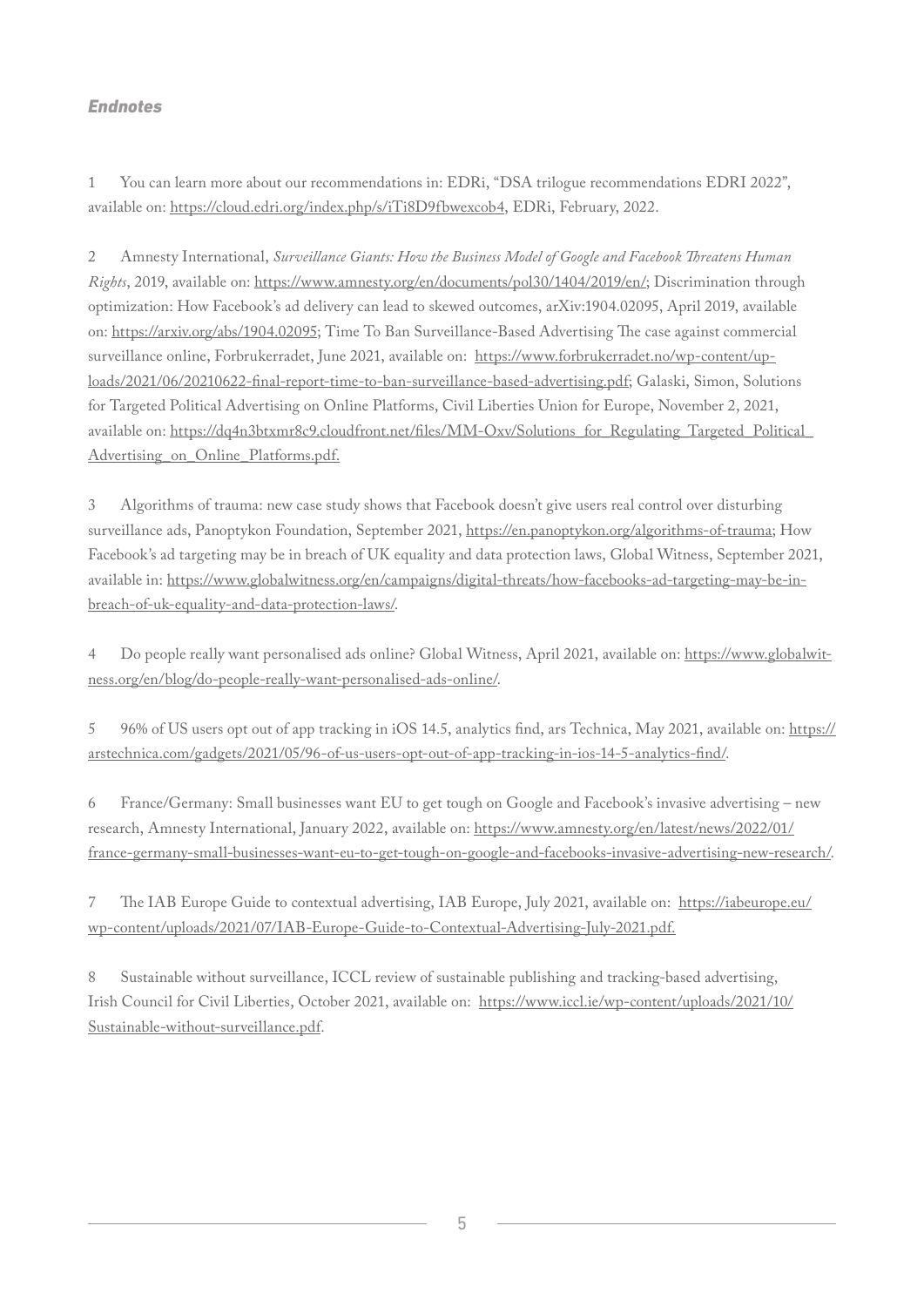### *Endnotes*

1 You can learn more about our recommendations in: EDRi, "DSA trilogue recommendations EDRI 2022", available on: https://cloud.edri.org/index.php/s/iTi8D9fbwexcob4, EDRi, February, 2022.

2 Amnesty International, *Surveillance Giants: How the Business Model of Google and Facebook Threatens Human Rights*, 2019, available on: https://www.amnesty.org/en/documents/pol30/1404/2019/en/; Discrimination through optimization: How Facebook's ad delivery can lead to skewed outcomes, arXiv:1904.02095, April 2019, available on: https://arxiv.org/abs/1904.02095; Time To Ban Surveillance-Based Advertising The case against commercial surveillance online, Forbrukerradet, June 2021, available on: https://www.forbrukerradet.no/wp-content/uploads/2021/06/20210622-final-report-time-to-ban-surveillance-based-advertising.pdf; Galaski, Simon, Solutions for Targeted Political Advertising on Online Platforms, Civil Liberties Union for Europe, November 2, 2021, available on: https://dq4n3btxmr8c9.cloudfront.net/files/MM-Oxv/Solutions_for_Regulating_Targeted_Political_Advertising_on_Online_Platforms.pdf.

3 Algorithms of trauma: new case study shows that Facebook doesn't give users real control over disturbing surveillance ads, Panoptykon Foundation, September 2021, https://en.panoptykon.org/algorithms-of-trauma; How Facebook's ad targeting may be in breach of UK equality and data protection laws, Global Witness, September 2021, available in: https://www.globalwitness.org/en/campaigns/digital-threats/how-facebooks-ad-targeting-may-be-in-breach-of-uk-equality-and-data-protection-laws/.

4 Do people really want personalised ads online? Global Witness, April 2021, available on: https://www.globalwitness.org/en/blog/do-people-really-want-personalised-ads-online/.

5 96% of US users opt out of app tracking in iOS 14.5, analytics find, ars Technica, May 2021, available on: https://arstechnica.com/gadgets/2021/05/96-of-us-users-opt-out-of-app-tracking-in-ios-14-5-analytics-find/.

6 France/Germany: Small businesses want EU to get tough on Google and Facebook's invasive advertising – new research, Amnesty International, January 2022, available on: https://www.amnesty.org/en/latest/news/2022/01/france-germany-small-businesses-want-eu-to-get-tough-on-google-and-facebooks-invasive-advertising-new-research/.

7 The IAB Europe Guide to contextual advertising, IAB Europe, July 2021, available on: https://iabeurope.eu/wp-content/uploads/2021/07/IAB-Europe-Guide-to-Contextual-Advertising-July-2021.pdf.

8 Sustainable without surveillance, ICCL review of sustainable publishing and tracking-based advertising, Irish Council for Civil Liberties, October 2021, available on: https://www.iccl.ie/wp-content/uploads/2021/10/Sustainable-without-surveillance.pdf.